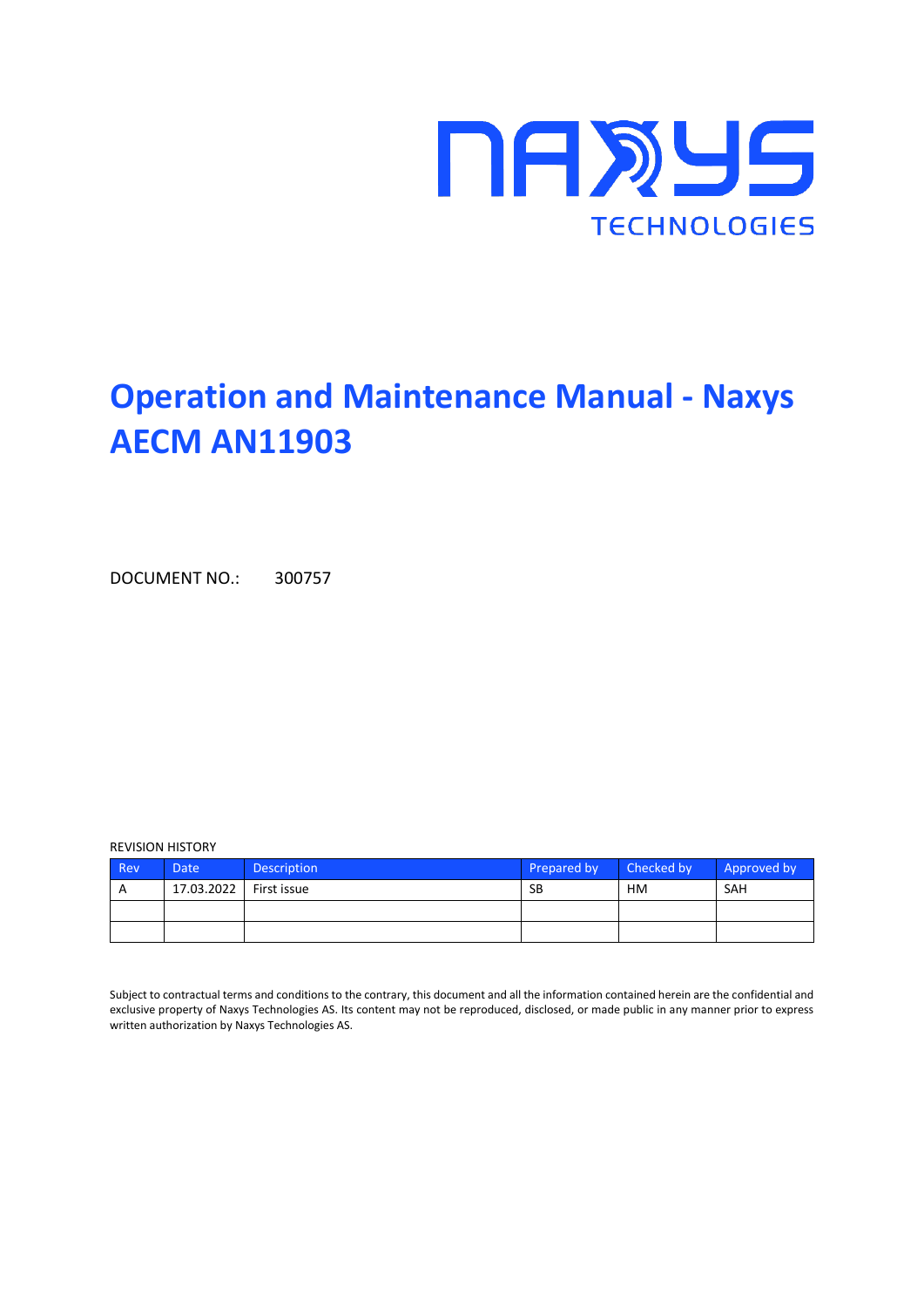NAXYS TECHNOLOGIES

# Operation and Maintenance Manual - Naxys AECM AN11903

DOCUMENT NO.: 300757

REVISION HISTORY

| Rev | Date | Description | Prepared by | Checked by | Approved by |
|---|---|---|---|---|---|
| A | 17.03.2022 | First issue | SB | HM | SAH |
| | | | | | |
| | | | | | |

Subject to contractual terms and conditions to the contrary, this document and all the information contained herein are the confidential and exclusive property of Naxys Technologies AS. Its content may not be reproduced, disclosed, or made public in any manner prior to express written authorization by Naxys Technologies AS.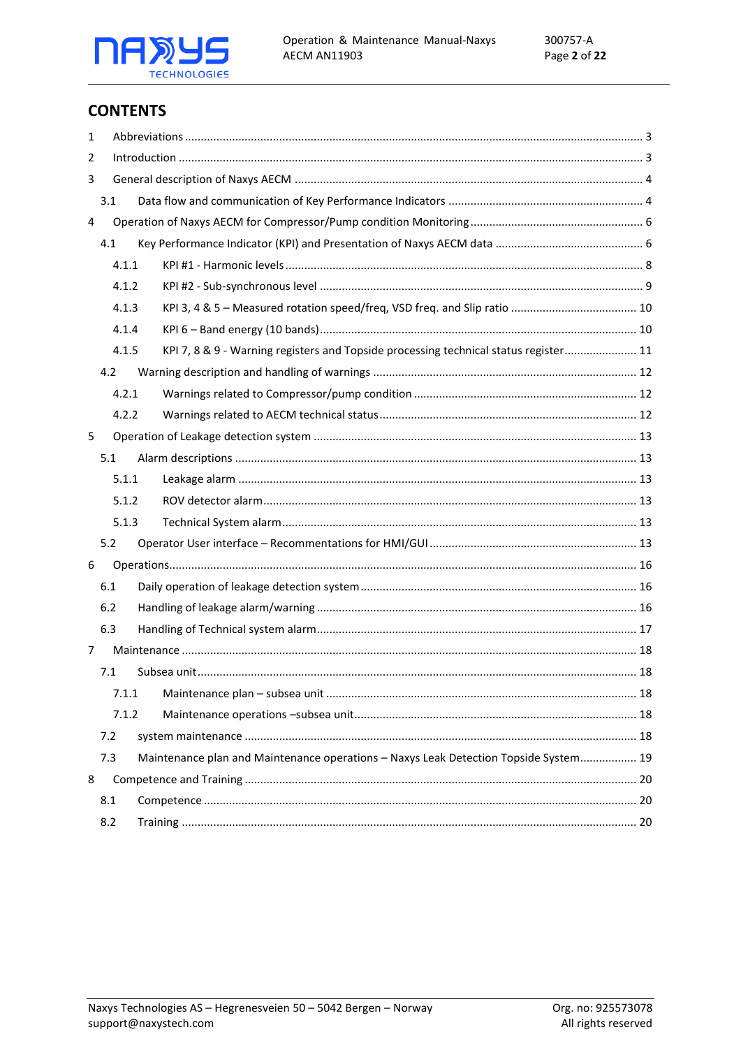## CONTENTS

| | | |
|---|---|---|
| 1 | Abbreviations | 3 |
| 2 | Introduction | 3 |
| 3 | General description of Naxys AECM | 4 |
| 3.1 | Data flow and communication of Key Performance Indicators | 4 |
| 4 | Operation of Naxys AECM for Compressor/Pump condition Monitoring | 6 |
| 4.1 | Key Performance Indicator (KPI) and Presentation of Naxys AECM data | 6 |
| 4.1.1 | KPI #1 - Harmonic levels | 8 |
| 4.1.2 | KPI #2 - Sub-synchronous level | 9 |
| 4.1.3 | KPI 3, 4 & 5 – Measured rotation speed/freq, VSD freq. and Slip ratio | 10 |
| 4.1.4 | KPI 6 – Band energy (10 bands) | 10 |
| 4.1.5 | KPI 7, 8 & 9 - Warning registers and Topside processing technical status register | 11 |
| 4.2 | Warning description and handling of warnings | 12 |
| 4.2.1 | Warnings related to Compressor/pump condition | 12 |
| 4.2.2 | Warnings related to AECM technical status | 12 |
| 5 | Operation of Leakage detection system | 13 |
| 5.1 | Alarm descriptions | 13 |
| 5.1.1 | Leakage alarm | 13 |
| 5.1.2 | ROV detector alarm | 13 |
| 5.1.3 | Technical System alarm | 13 |
| 5.2 | Operator User interface – Recommentations for HMI/GUI | 13 |
| 6 | Operations | 16 |
| 6.1 | Daily operation of leakage detection system | 16 |
| 6.2 | Handling of leakage alarm/warning | 16 |
| 6.3 | Handling of Technical system alarm | 17 |
| 7 | Maintenance | 18 |
| 7.1 | Subsea unit | 18 |
| 7.1.1 | Maintenance plan – subsea unit | 18 |
| 7.1.2 | Maintenance operations –subsea unit | 18 |
| 7.2 | system maintenance | 18 |
| 7.3 | Maintenance plan and Maintenance operations – Naxys Leak Detection Topside System | 19 |
| 8 | Competence and Training | 20 |
| 8.1 | Competence | 20 |
| 8.2 | Training | 20 |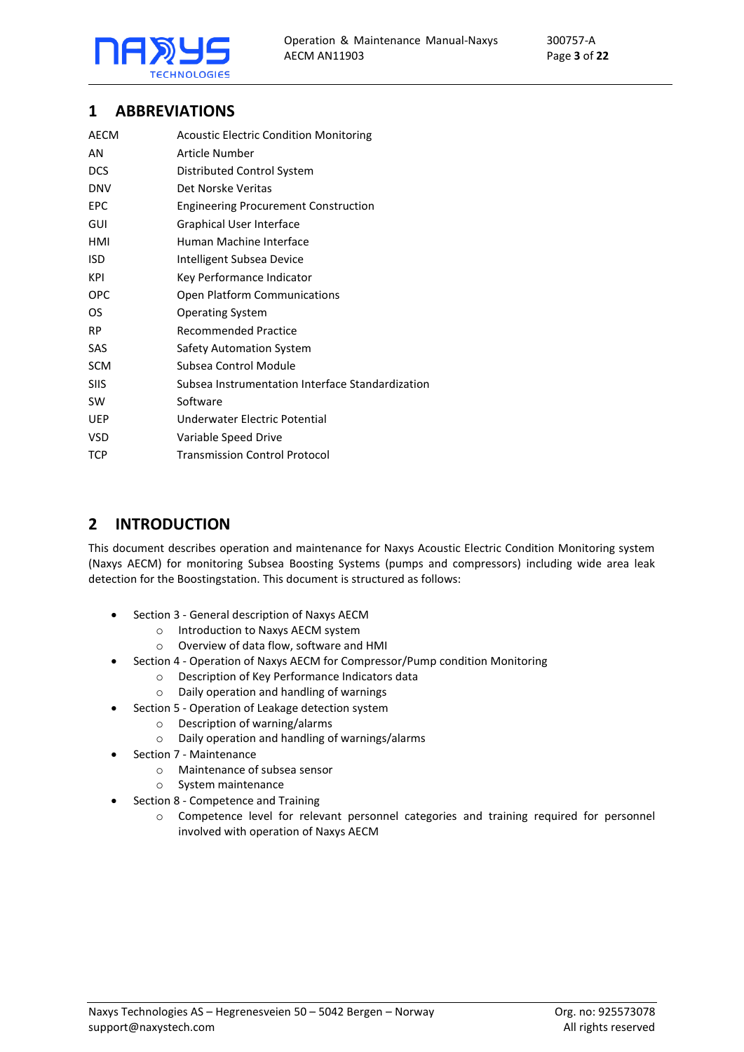# 1 ABBREVIATIONS

| | |
|---|---|
| AECM | Acoustic Electric Condition Monitoring |
| AN | Article Number |
| DCS | Distributed Control System |
| DNV | Det Norske Veritas |
| EPC | Engineering Procurement Construction |
| GUI | Graphical User Interface |
| HMI | Human Machine Interface |
| ISD | Intelligent Subsea Device |
| KPI | Key Performance Indicator |
| OPC | Open Platform Communications |
| OS | Operating System |
| RP | Recommended Practice |
| SAS | Safety Automation System |
| SCM | Subsea Control Module |
| SIIS | Subsea Instrumentation Interface Standardization |
| SW | Software |
| UEP | Underwater Electric Potential |
| VSD | Variable Speed Drive |
| TCP | Transmission Control Protocol |

# 2 INTRODUCTION

This document describes operation and maintenance for Naxys Acoustic Electric Condition Monitoring system (Naxys AECM) for monitoring Subsea Boosting Systems (pumps and compressors) including wide area leak detection for the Boostingstation. This document is structured as follows:

- Section 3 - General description of Naxys AECM
  - Introduction to Naxys AECM system
  - Overview of data flow, software and HMI
- Section 4 - Operation of Naxys AECM for Compressor/Pump condition Monitoring
  - Description of Key Performance Indicators data
  - Daily operation and handling of warnings
- Section 5 - Operation of Leakage detection system
  - Description of warning/alarms
  - Daily operation and handling of warnings/alarms
- Section 7 - Maintenance
  - Maintenance of subsea sensor
  - System maintenance
- Section 8 - Competence and Training
  - Competence level for relevant personnel categories and training required for personnel involved with operation of Naxys AECM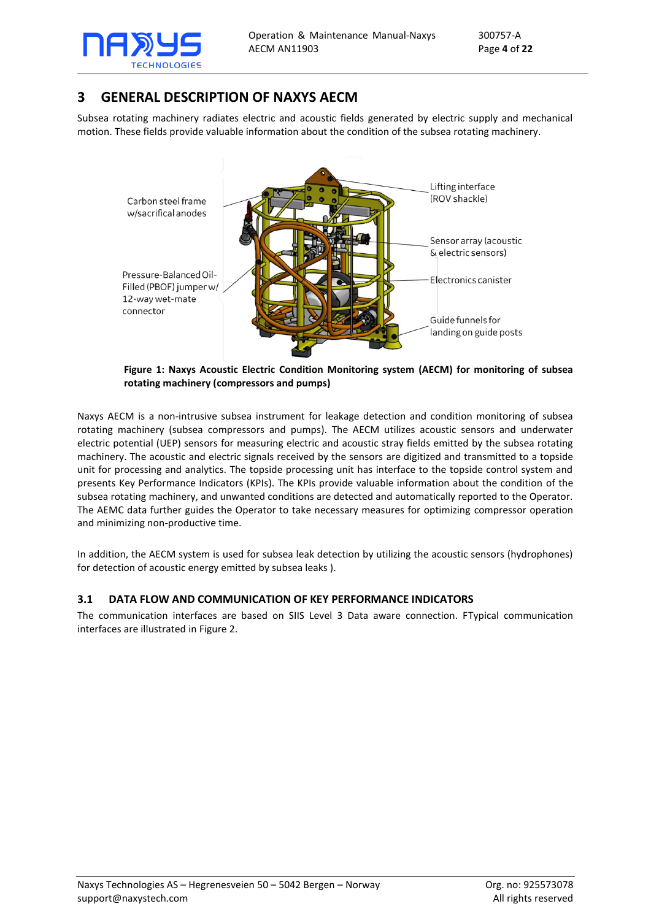# 3 GENERAL DESCRIPTION OF NAXYS AECM

Subsea rotating machinery radiates electric and acoustic fields generated by electric supply and mechanical motion. These fields provide valuable information about the condition of the subsea rotating machinery.

Carbon steel frame w/sacrifical anodes

Pressure-Balanced Oil-Filled (PBOF) jumper w/ 12-way wet-mate connector

Lifting interface (ROV shackle)

Sensor array (acoustic & electric sensors)

Electronics canister

Guide funnels for landing on guide posts

**Figure 1: Naxys Acoustic Electric Condition Monitoring system (AECM) for monitoring of subsea rotating machinery (compressors and pumps)**

Naxys AECM is a non-intrusive subsea instrument for leakage detection and condition monitoring of subsea rotating machinery (subsea compressors and pumps). The AECM utilizes acoustic sensors and underwater electric potential (UEP) sensors for measuring electric and acoustic stray fields emitted by the subsea rotating machinery. The acoustic and electric signals received by the sensors are digitized and transmitted to a topside unit for processing and analytics. The topside processing unit has interface to the topside control system and presents Key Performance Indicators (KPIs). The KPIs provide valuable information about the condition of the subsea rotating machinery, and unwanted conditions are detected and automatically reported to the Operator. The AEMC data further guides the Operator to take necessary measures for optimizing compressor operation and minimizing non-productive time.

In addition, the AECM system is used for subsea leak detection by utilizing the acoustic sensors (hydrophones) for detection of acoustic energy emitted by subsea leaks ).

## 3.1 DATA FLOW AND COMMUNICATION OF KEY PERFORMANCE INDICATORS

The communication interfaces are based on SIIS Level 3 Data aware connection. FTypical communication interfaces are illustrated in Figure 2.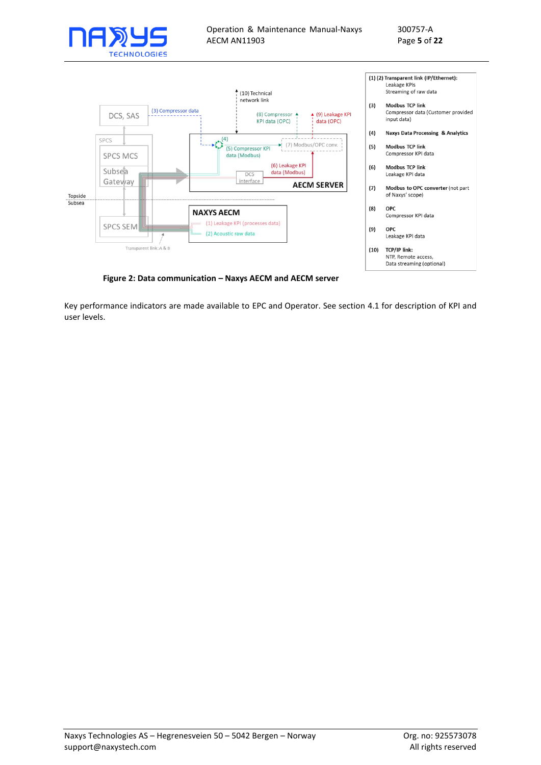| | |
|---|---|
| **(1) (2)** | **Transparent link (IP/Ethernet):** Leakage KPIs Streaming of raw data |
| **(3)** | **Modbus TCP link** Compressor data (Customer provided input data) |
| **(4)** | **Naxys Data Processing & Analytics** |
| **(5)** | **Modbus TCP link** Compressor KPI data |
| **(6)** | **Modbus TCP link** Leakage KPI data |
| **(7)** | **Modbus to OPC converter** (not part of Naxys' scope) |
| **(8)** | **OPC** Compressor KPI data |
| **(9)** | **OPC** Leakage KPI data |
| **(10)** | **TCP/IP link:** NTP, Remote access, Data streaming (optional) |

**Figure 2: Data communication – Naxys AECM and AECM server**

Key performance indicators are made available to EPC and Operator. See section 4.1 for description of KPI and user levels.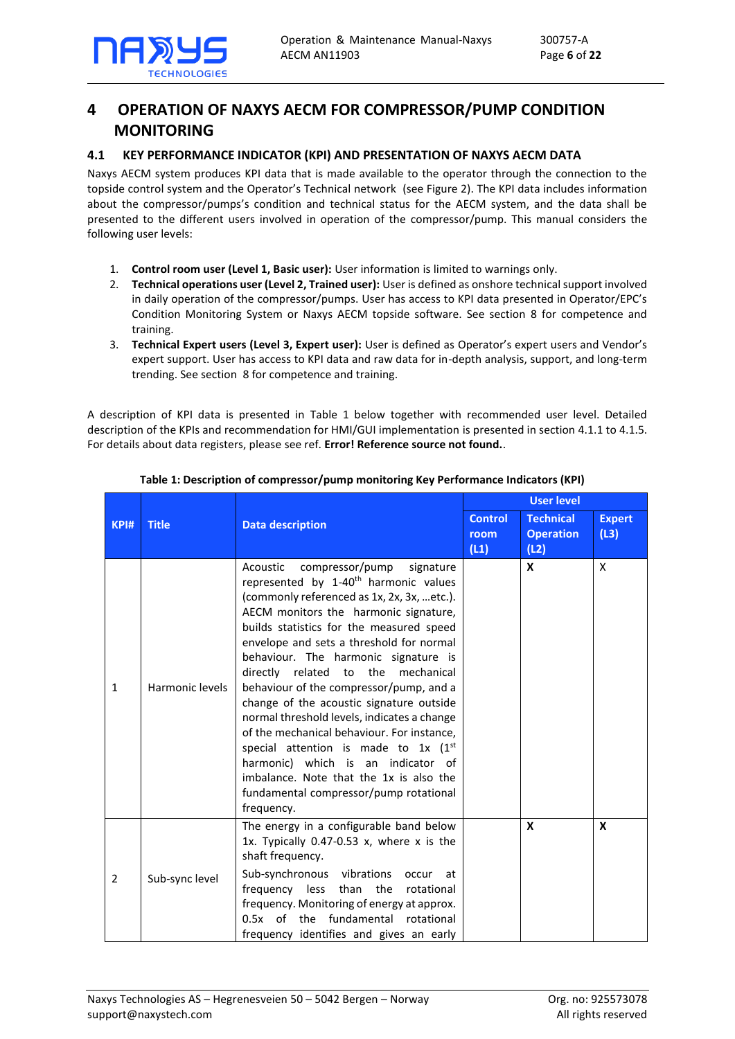# 4 OPERATION OF NAXYS AECM FOR COMPRESSOR/PUMP CONDITION MONITORING

## 4.1 KEY PERFORMANCE INDICATOR (KPI) AND PRESENTATION OF NAXYS AECM DATA

Naxys AECM system produces KPI data that is made available to the operator through the connection to the topside control system and the Operator's Technical network (see Figure 2). The KPI data includes information about the compressor/pumps's condition and technical status for the AECM system, and the data shall be presented to the different users involved in operation of the compressor/pump. This manual considers the following user levels:

1. **Control room user (Level 1, Basic user):** User information is limited to warnings only.
2. **Technical operations user (Level 2, Trained user):** User is defined as onshore technical support involved in daily operation of the compressor/pumps. User has access to KPI data presented in Operator/EPC's Condition Monitoring System or Naxys AECM topside software. See section 8 for competence and training.
3. **Technical Expert users (Level 3, Expert user):** User is defined as Operator's expert users and Vendor's expert support. User has access to KPI data and raw data for in-depth analysis, support, and long-term trending. See section 8 for competence and training.

A description of KPI data is presented in Table 1 below together with recommended user level. Detailed description of the KPIs and recommendation for HMI/GUI implementation is presented in section 4.1.1 to 4.1.5. For details about data registers, please see ref. **Error! Reference source not found.**.

**Table 1: Description of compressor/pump monitoring Key Performance Indicators (KPI)**

| KPI# | Title | Data description | User level | | |
|---|---|---|---|---|---|
| | | | Control room (L1) | Technical Operation (L2) | Expert (L3) |
| 1 | Harmonic levels | Acoustic compressor/pump signature represented by 1-40[th] harmonic values (commonly referenced as 1x, 2x, 3x, …etc.). AECM monitors the harmonic signature, builds statistics for the measured speed envelope and sets a threshold for normal behaviour. The harmonic signature is directly related to the mechanical behaviour of the compressor/pump, and a change of the acoustic signature outside normal threshold levels, indicates a change of the mechanical behaviour. For instance, special attention is made to 1x (1[st] harmonic) which is an indicator of imbalance. Note that the 1x is also the fundamental compressor/pump rotational frequency. | | **X** | X |
| 2 | Sub-sync level | The energy in a configurable band below 1x. Typically 0.47-0.53 x, where x is the shaft frequency.<br><br>Sub-synchronous vibrations occur at frequency less than the rotational frequency. Monitoring of energy at approx. 0.5x of the fundamental rotational frequency identifies and gives an early | | **X** | **X** |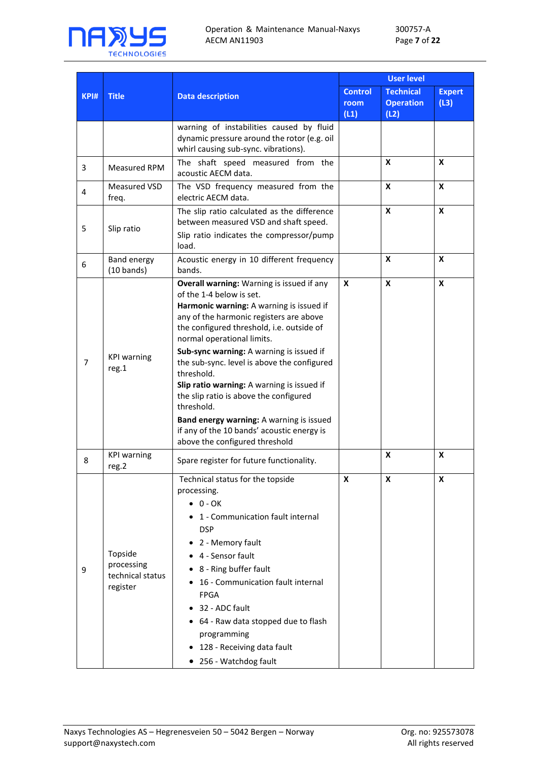| KPI# | Title | Data description | User level | | |
|---|---|---|---|---|---|
| | | | Control room (L1) | Technical Operation (L2) | Expert (L3) |
| | | warning of instabilities caused by fluid dynamic pressure around the rotor (e.g. oil whirl causing sub-sync. vibrations). | | | |
| 3 | Measured RPM | The shaft speed measured from the acoustic AECM data. | | X | X |
| 4 | Measured VSD freq. | The VSD frequency measured from the electric AECM data. | | X | X |
| 5 | Slip ratio | The slip ratio calculated as the difference between measured VSD and shaft speed.<br>Slip ratio indicates the compressor/pump load. | | X | X |
| 6 | Band energy (10 bands) | Acoustic energy in 10 different frequency bands. | | X | X |
| 7 | KPI warning reg.1 | **Overall warning:** Warning is issued if any of the 1-4 below is set.<br>**Harmonic warning:** A warning is issued if any of the harmonic registers are above the configured threshold, i.e. outside of normal operational limits.<br>**Sub-sync warning:** A warning is issued if the sub-sync. level is above the configured threshold.<br>**Slip ratio warning:** A warning is issued if the slip ratio is above the configured threshold.<br>**Band energy warning:** A warning is issued if any of the 10 bands' acoustic energy is above the configured threshold | X | X | X |
| 8 | KPI warning reg.2 | Spare register for future functionality. | | X | X |
| 9 | Topside processing technical status register | Technical status for the topside processing.<br>• 0 - OK<br>• 1 - Communication fault internal DSP<br>• 2 - Memory fault<br>• 4 - Sensor fault<br>• 8 - Ring buffer fault<br>• 16 - Communication fault internal FPGA<br>• 32 - ADC fault<br>• 64 - Raw data stopped due to flash programming<br>• 128 - Receiving data fault<br>• 256 - Watchdog fault | X | X | X |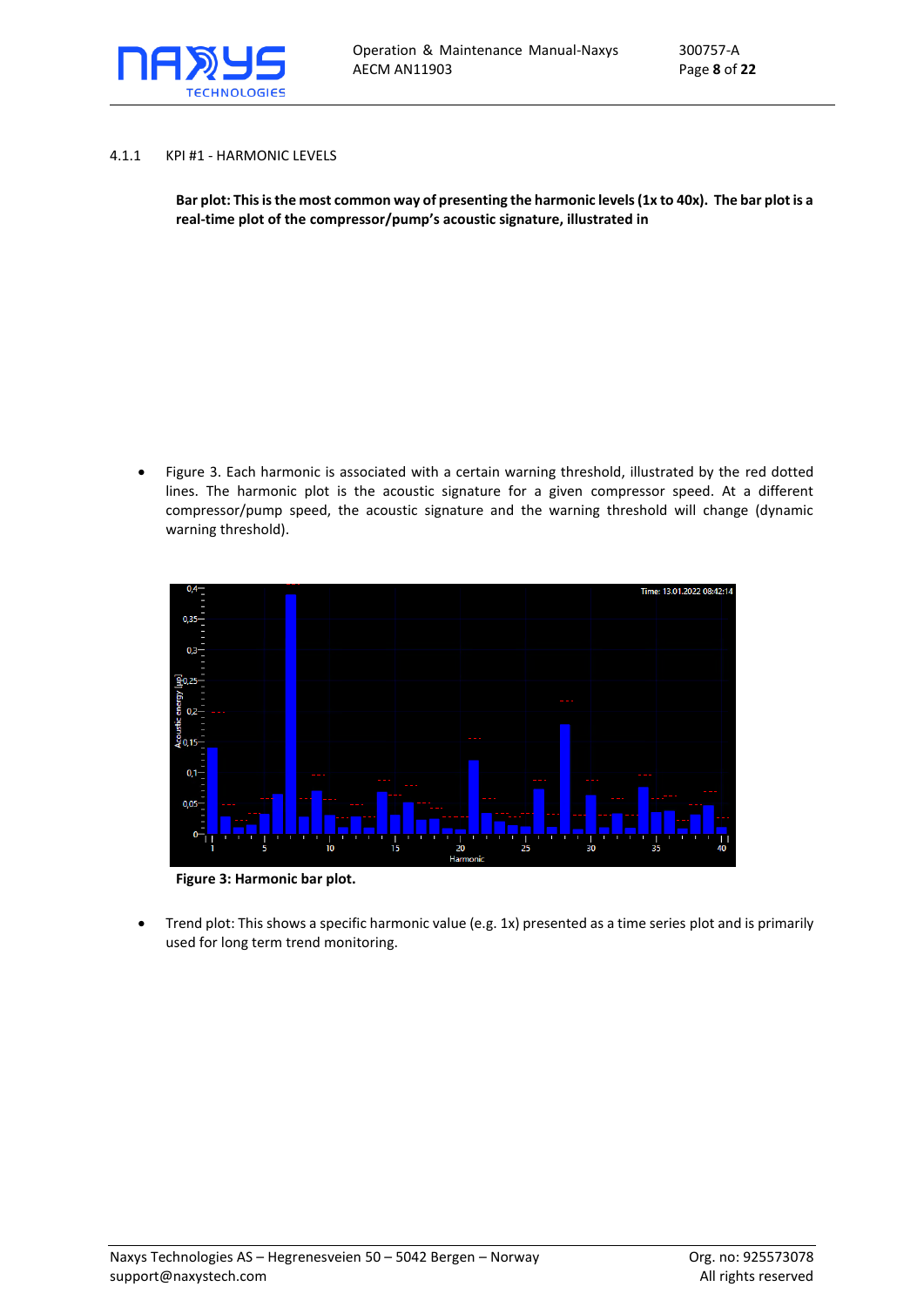#### 4.1.1 KPI #1 - HARMONIC LEVELS

**Bar plot: This is the most common way of presenting the harmonic levels (1x to 40x). The bar plot is a real-time plot of the compressor/pump's acoustic signature, illustrated in**

- Figure 3. Each harmonic is associated with a certain warning threshold, illustrated by the red dotted lines. The harmonic plot is the acoustic signature for a given compressor speed. At a different compressor/pump speed, the acoustic signature and the warning threshold will change (dynamic warning threshold).

**Figure 3: Harmonic bar plot.**

- Trend plot: This shows a specific harmonic value (e.g. 1x) presented as a time series plot and is primarily used for long term trend monitoring.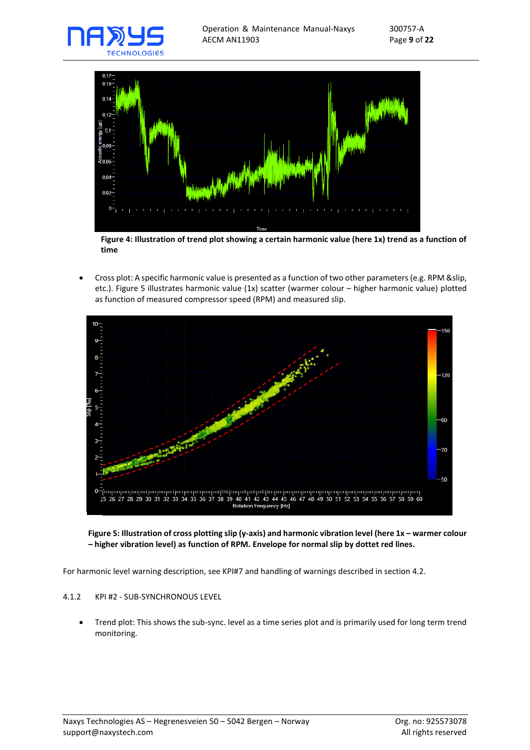**Figure 4: Illustration of trend plot showing a certain harmonic value (here 1x) trend as a function of time**

- Cross plot: A specific harmonic value is presented as a function of two other parameters (e.g. RPM &slip, etc.). Figure 5 illustrates harmonic value (1x) scatter (warmer colour – higher harmonic value) plotted as function of measured compressor speed (RPM) and measured slip.

**Figure 5: Illustration of cross plotting slip (y-axis) and harmonic vibration level (here 1x – warmer colour – higher vibration level) as function of RPM. Envelope for normal slip by dotted red lines.**

For harmonic level warning description, see KPI#7 and handling of warnings described in section 4.2.

### 4.1.2 KPI #2 - SUB-SYNCHRONOUS LEVEL

- Trend plot: This shows the sub-sync. level as a time series plot and is primarily used for long term trend monitoring.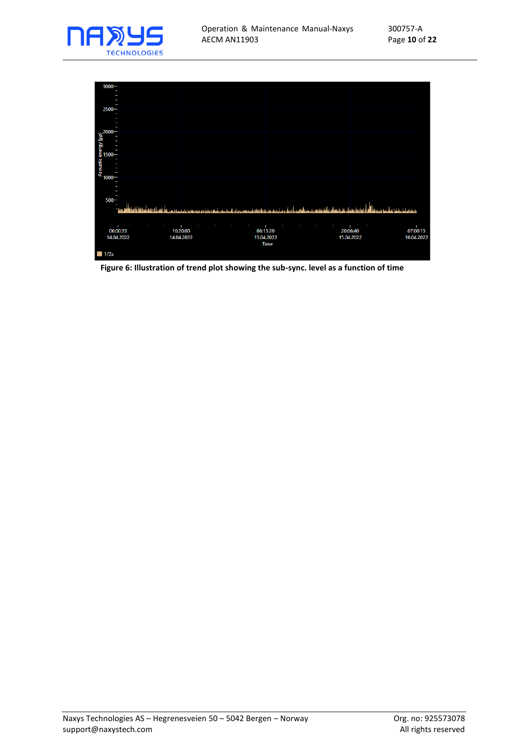**Figure 6: Illustration of trend plot showing the sub-sync. level as a function of time**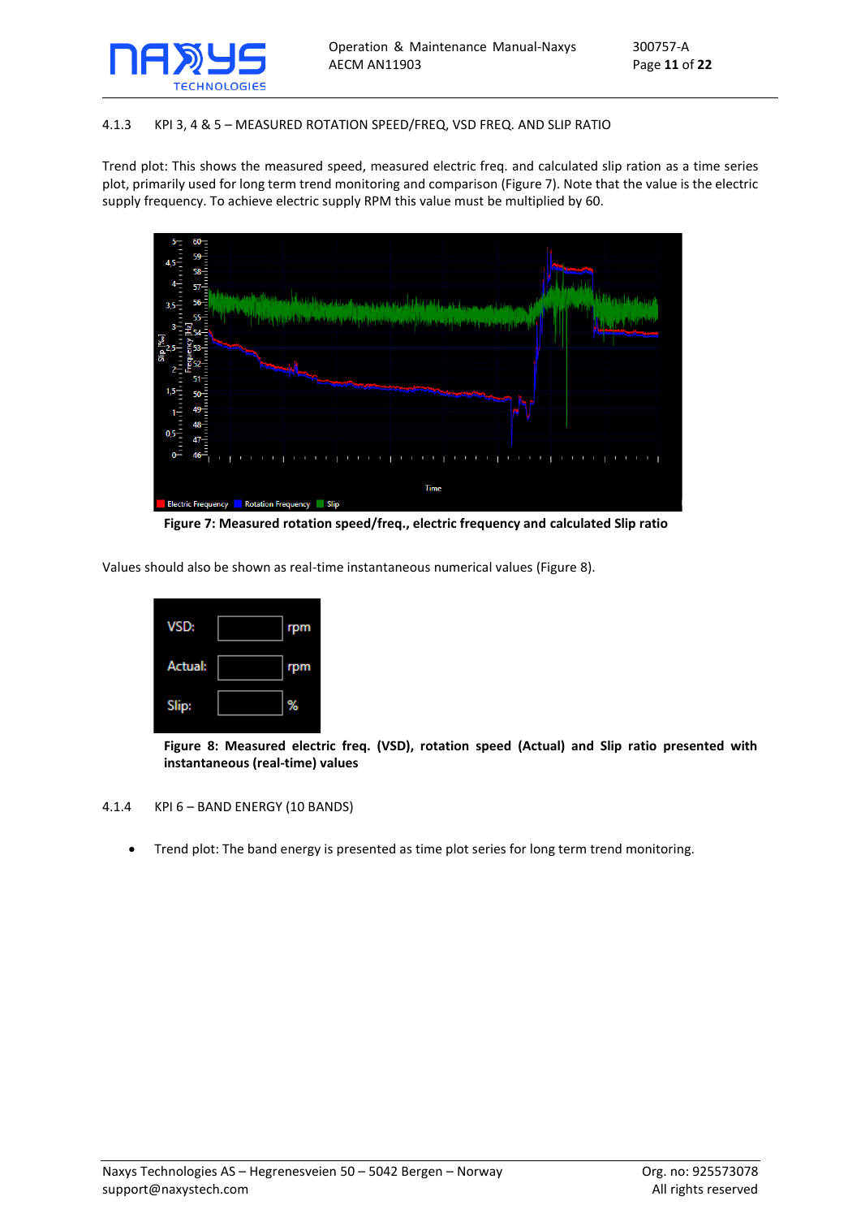### 4.1.3 KPI 3, 4 & 5 – MEASURED ROTATION SPEED/FREQ, VSD FREQ. AND SLIP RATIO

Trend plot: This shows the measured speed, measured electric freq. and calculated slip ration as a time series plot, primarily used for long term trend monitoring and comparison (Figure 7). Note that the value is the electric supply frequency. To achieve electric supply RPM this value must be multiplied by 60.

**Figure 7: Measured rotation speed/freq., electric frequency and calculated Slip ratio**

Values should also be shown as real-time instantaneous numerical values (Figure 8).

**Figure 8: Measured electric freq. (VSD), rotation speed (Actual) and Slip ratio presented with instantaneous (real-time) values**

### 4.1.4 KPI 6 – BAND ENERGY (10 BANDS)

- Trend plot: The band energy is presented as time plot series for long term trend monitoring.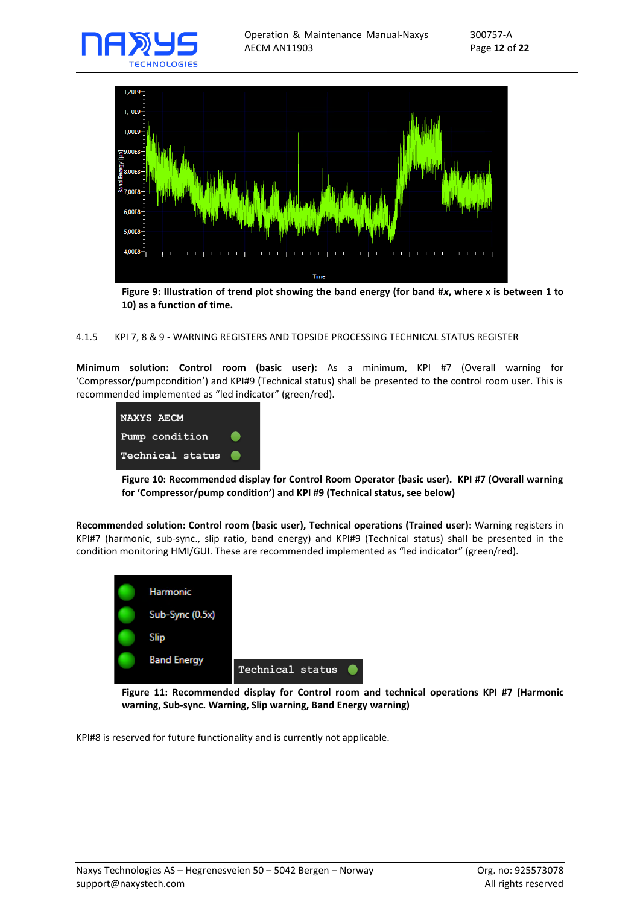Figure 9: Illustration of trend plot showing the band energy (for band #*x*, where x is between 1 to 10) as a function of time.

### 4.1.5 KPI 7, 8 & 9 - WARNING REGISTERS AND TOPSIDE PROCESSING TECHNICAL STATUS REGISTER

**Minimum solution: Control room (basic user):** As a minimum, KPI #7 (Overall warning for 'Compressor/pumpcondition') and KPI#9 (Technical status) shall be presented to the control room user. This is recommended implemented as "led indicator" (green/red).

**Figure 10: Recommended display for Control Room Operator (basic user). KPI #7 (Overall warning for 'Compressor/pump condition') and KPI #9 (Technical status, see below)**

**Recommended solution: Control room (basic user), Technical operations (Trained user):** Warning registers in KPI#7 (harmonic, sub-sync., slip ratio, band energy) and KPI#9 (Technical status) shall be presented in the condition monitoring HMI/GUI. These are recommended implemented as "led indicator" (green/red).

**Figure 11: Recommended display for Control room and technical operations KPI #7 (Harmonic warning, Sub-sync. Warning, Slip warning, Band Energy warning)**

KPI#8 is reserved for future functionality and is currently not applicable.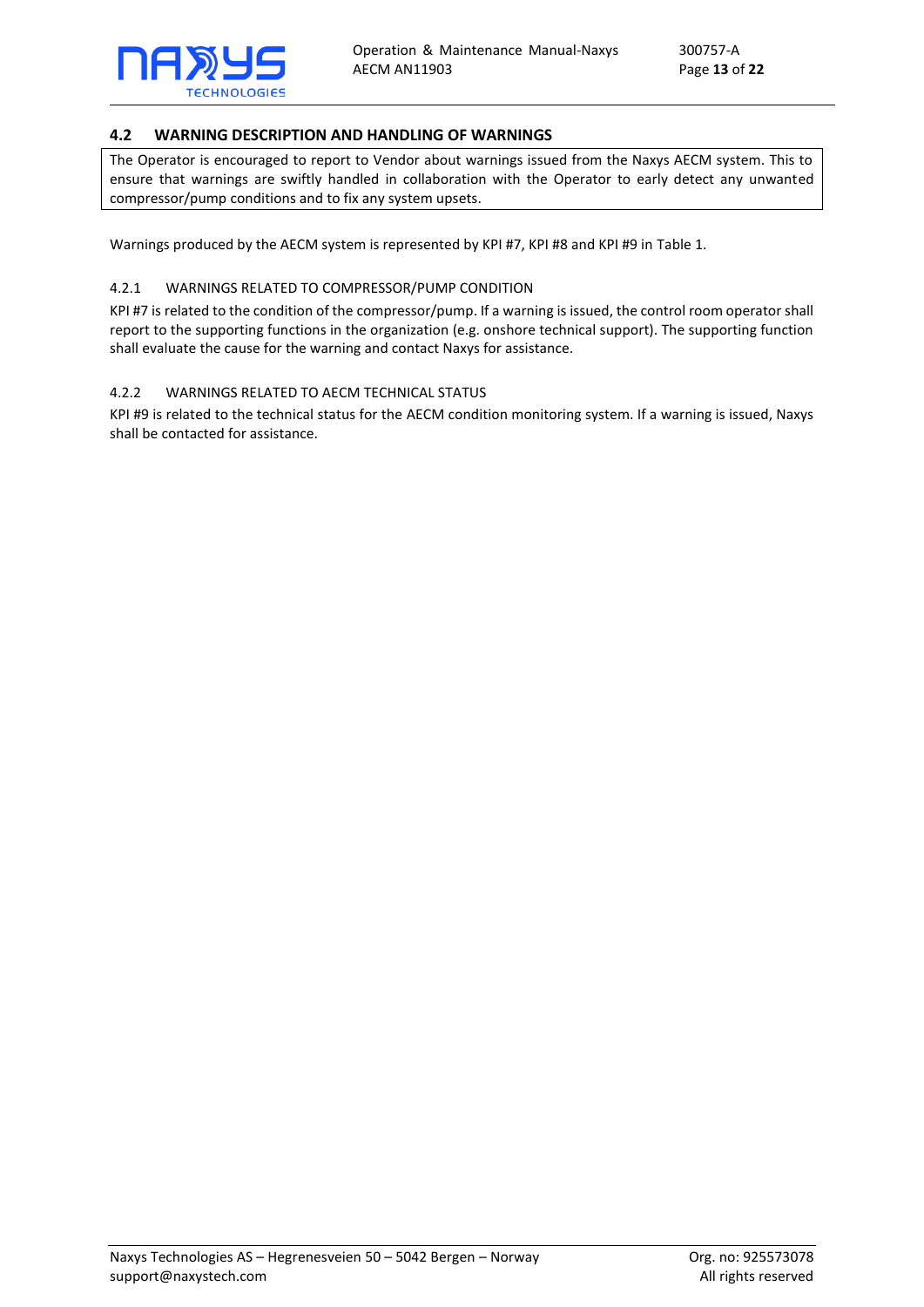## 4.2 WARNING DESCRIPTION AND HANDLING OF WARNINGS

The Operator is encouraged to report to Vendor about warnings issued from the Naxys AECM system. This to ensure that warnings are swiftly handled in collaboration with the Operator to early detect any unwanted compressor/pump conditions and to fix any system upsets.

Warnings produced by the AECM system is represented by KPI #7, KPI #8 and KPI #9 in Table 1.

### 4.2.1 WARNINGS RELATED TO COMPRESSOR/PUMP CONDITION

KPI #7 is related to the condition of the compressor/pump. If a warning is issued, the control room operator shall report to the supporting functions in the organization (e.g. onshore technical support). The supporting function shall evaluate the cause for the warning and contact Naxys for assistance.

### 4.2.2 WARNINGS RELATED TO AECM TECHNICAL STATUS

KPI #9 is related to the technical status for the AECM condition monitoring system. If a warning is issued, Naxys shall be contacted for assistance.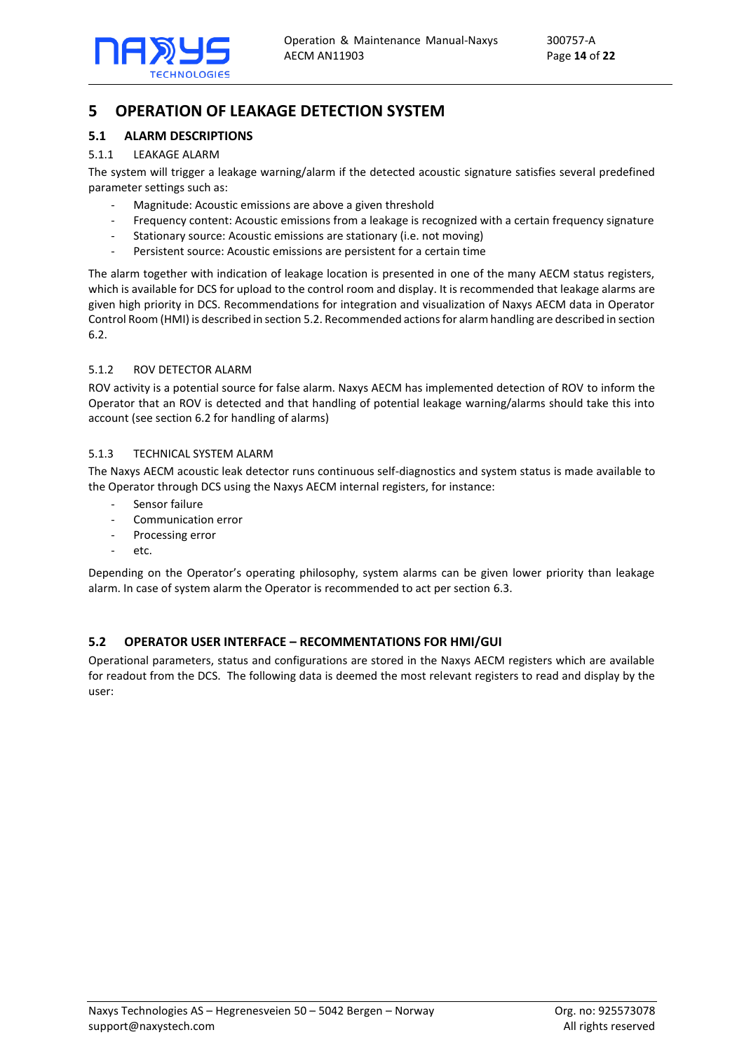# 5 OPERATION OF LEAKAGE DETECTION SYSTEM

## 5.1 ALARM DESCRIPTIONS

### 5.1.1 LEAKAGE ALARM

The system will trigger a leakage warning/alarm if the detected acoustic signature satisfies several predefined parameter settings such as:

- Magnitude: Acoustic emissions are above a given threshold
- Frequency content: Acoustic emissions from a leakage is recognized with a certain frequency signature
- Stationary source: Acoustic emissions are stationary (i.e. not moving)
- Persistent source: Acoustic emissions are persistent for a certain time

The alarm together with indication of leakage location is presented in one of the many AECM status registers, which is available for DCS for upload to the control room and display. It is recommended that leakage alarms are given high priority in DCS. Recommendations for integration and visualization of Naxys AECM data in Operator Control Room (HMI) is described in section 5.2. Recommended actions for alarm handling are described in section 6.2.

### 5.1.2 ROV DETECTOR ALARM

ROV activity is a potential source for false alarm. Naxys AECM has implemented detection of ROV to inform the Operator that an ROV is detected and that handling of potential leakage warning/alarms should take this into account (see section 6.2 for handling of alarms)

### 5.1.3 TECHNICAL SYSTEM ALARM

The Naxys AECM acoustic leak detector runs continuous self-diagnostics and system status is made available to the Operator through DCS using the Naxys AECM internal registers, for instance:

- Sensor failure
- Communication error
- Processing error
- etc.

Depending on the Operator's operating philosophy, system alarms can be given lower priority than leakage alarm. In case of system alarm the Operator is recommended to act per section 6.3.

## 5.2 OPERATOR USER INTERFACE – RECOMMENTATIONS FOR HMI/GUI

Operational parameters, status and configurations are stored in the Naxys AECM registers which are available for readout from the DCS. The following data is deemed the most relevant registers to read and display by the user: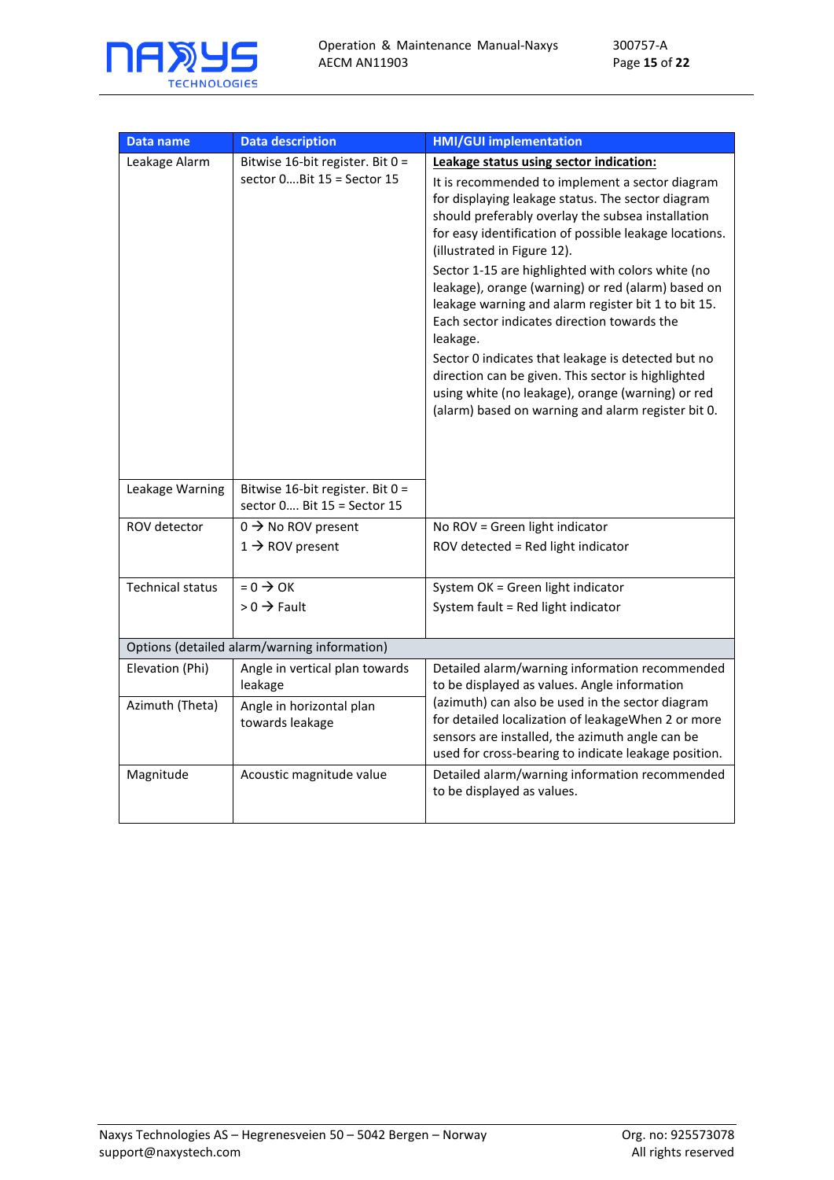| Data name | Data description | HMI/GUI implementation |
|---|---|---|
| Leakage Alarm | Bitwise 16-bit register. Bit 0 = sector 0….Bit 15 = Sector 15 | **Leakage status using sector indication:**<br>It is recommended to implement a sector diagram for displaying leakage status. The sector diagram should preferably overlay the subsea installation for easy identification of possible leakage locations. (illustrated in Figure 12).<br>Sector 1-15 are highlighted with colors white (no leakage), orange (warning) or red (alarm) based on leakage warning and alarm register bit 1 to bit 15. Each sector indicates direction towards the leakage.<br>Sector 0 indicates that leakage is detected but no direction can be given. This sector is highlighted using white (no leakage), orange (warning) or red (alarm) based on warning and alarm register bit 0. |
| Leakage Warning | Bitwise 16-bit register. Bit 0 = sector 0…. Bit 15 = Sector 15 | |
| ROV detector | 0 → No ROV present<br>1 → ROV present | No ROV = Green light indicator<br>ROV detected = Red light indicator |
| Technical status | = 0 → OK<br>> 0 → Fault | System OK = Green light indicator<br>System fault = Red light indicator |
| Options (detailed alarm/warning information) | | |
| Elevation (Phi) | Angle in vertical plan towards leakage | Detailed alarm/warning information recommended to be displayed as values. Angle information (azimuth) can also be used in the sector diagram for detailed localization of leakageWhen 2 or more sensors are installed, the azimuth angle can be used for cross-bearing to indicate leakage position. |
| Azimuth (Theta) | Angle in horizontal plan towards leakage | |
| Magnitude | Acoustic magnitude value | Detailed alarm/warning information recommended to be displayed as values. |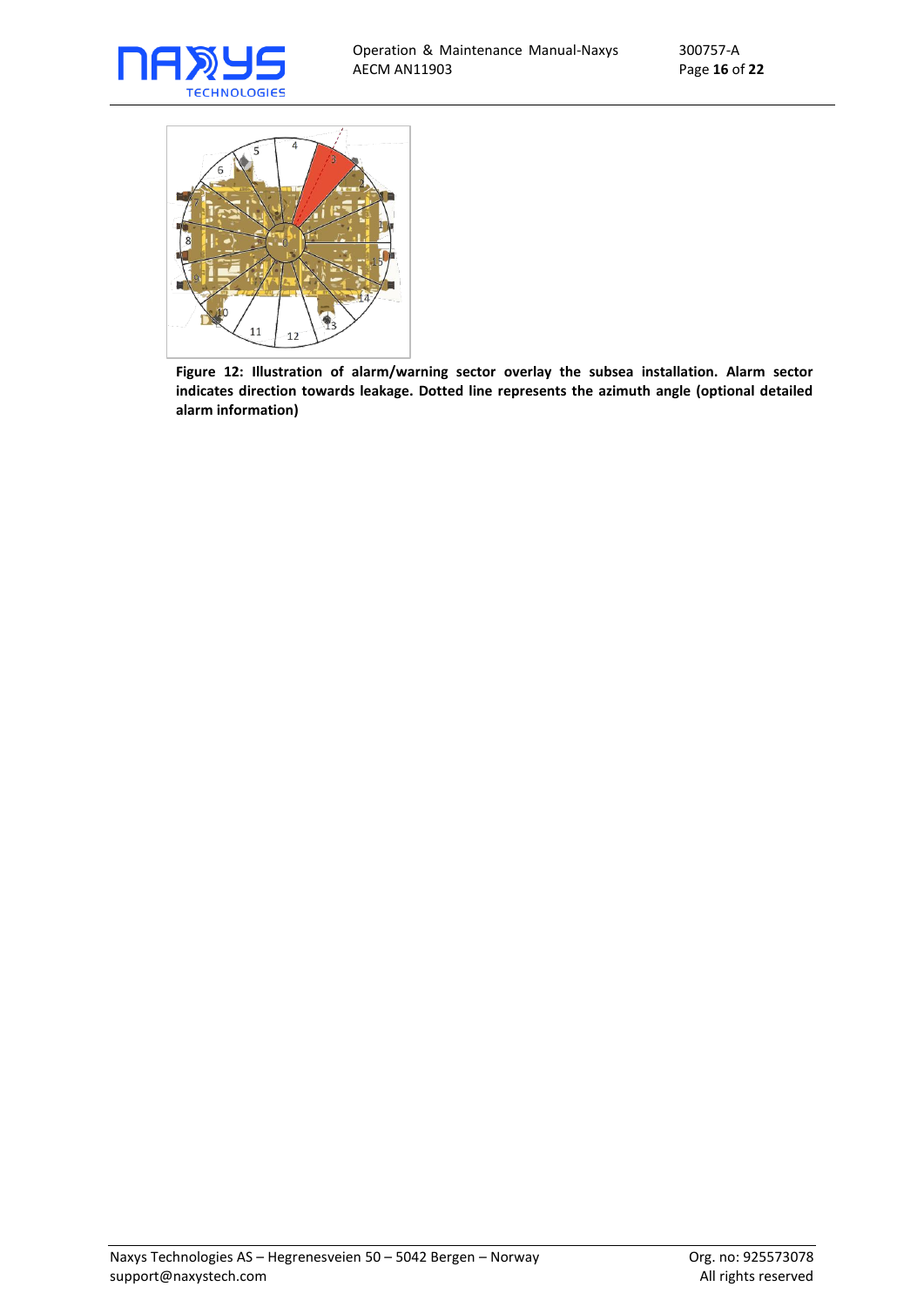**Figure 12: Illustration of alarm/warning sector overlay the subsea installation. Alarm sector indicates direction towards leakage. Dotted line represents the azimuth angle (optional detailed alarm information)**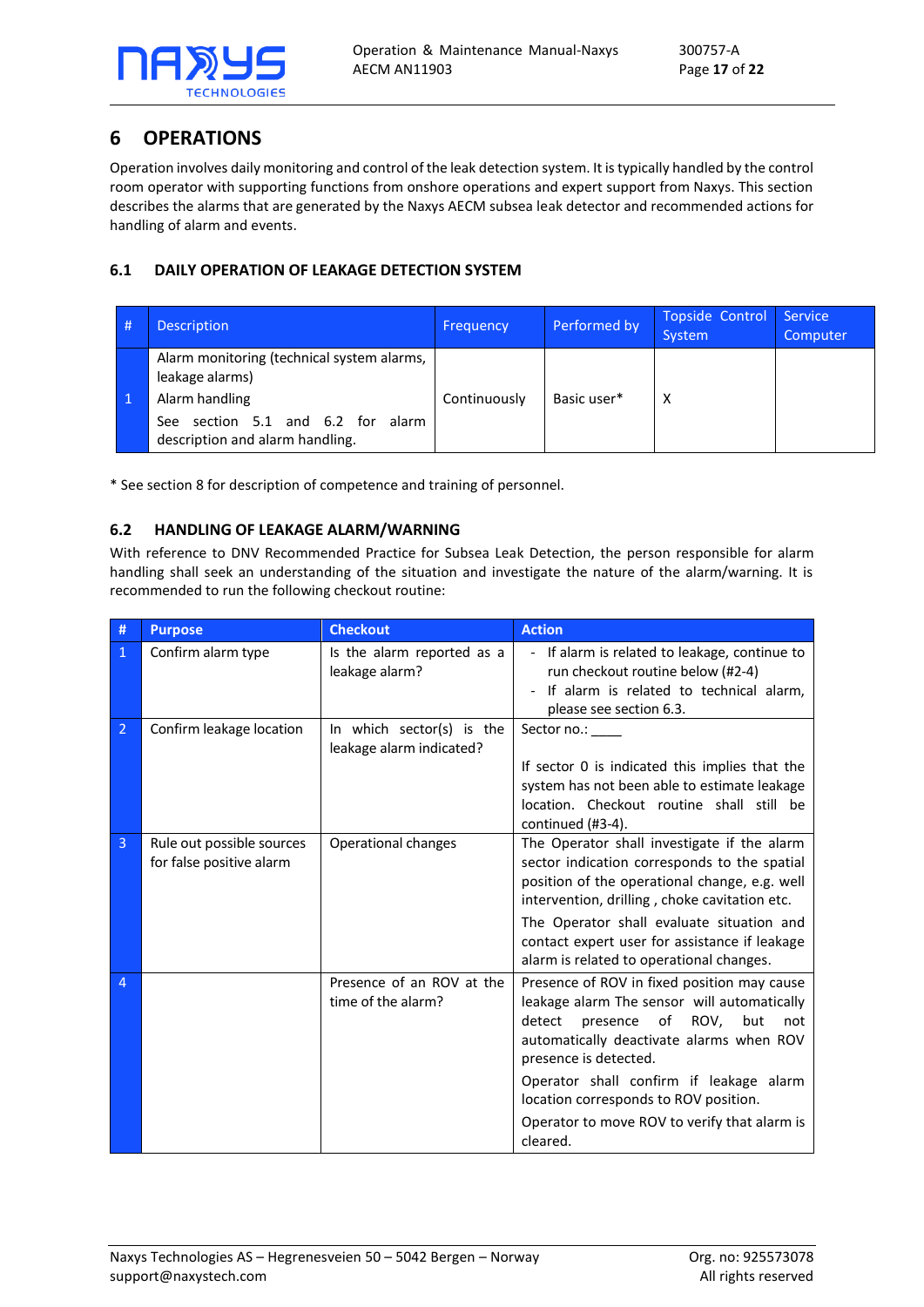# 6 OPERATIONS

Operation involves daily monitoring and control of the leak detection system. It is typically handled by the control room operator with supporting functions from onshore operations and expert support from Naxys. This section describes the alarms that are generated by the Naxys AECM subsea leak detector and recommended actions for handling of alarm and events.

## 6.1 DAILY OPERATION OF LEAKAGE DETECTION SYSTEM

| # | Description | Frequency | Performed by | Topside Control System | Service Computer |
|---|---|---|---|---|---|
| 1 | Alarm monitoring (technical system alarms, leakage alarms)<br>Alarm handling<br>See section 5.1 and 6.2 for alarm description and alarm handling. | Continuously | Basic user* | X | |

\* See section 8 for description of competence and training of personnel.

## 6.2 HANDLING OF LEAKAGE ALARM/WARNING

With reference to DNV Recommended Practice for Subsea Leak Detection, the person responsible for alarm handling shall seek an understanding of the situation and investigate the nature of the alarm/warning. It is recommended to run the following checkout routine:

| # | Purpose | Checkout | Action |
|---|---|---|---|
| 1 | Confirm alarm type | Is the alarm reported as a leakage alarm? | - If alarm is related to leakage, continue to run checkout routine below (#2-4)<br>- If alarm is related to technical alarm, please see section 6.3. |
| 2 | Confirm leakage location | In which sector(s) is the leakage alarm indicated? | Sector no.: ____<br><br>If sector 0 is indicated this implies that the system has not been able to estimate leakage location. Checkout routine shall still be continued (#3-4). |
| 3 | Rule out possible sources for false positive alarm | Operational changes | The Operator shall investigate if the alarm sector indication corresponds to the spatial position of the operational change, e.g. well intervention, drilling , choke cavitation etc.<br>The Operator shall evaluate situation and contact expert user for assistance if leakage alarm is related to operational changes. |
| 4 | | Presence of an ROV at the time of the alarm? | Presence of ROV in fixed position may cause leakage alarm The sensor will automatically detect presence of ROV, but not automatically deactivate alarms when ROV presence is detected.<br>Operator shall confirm if leakage alarm location corresponds to ROV position.<br>Operator to move ROV to verify that alarm is cleared. |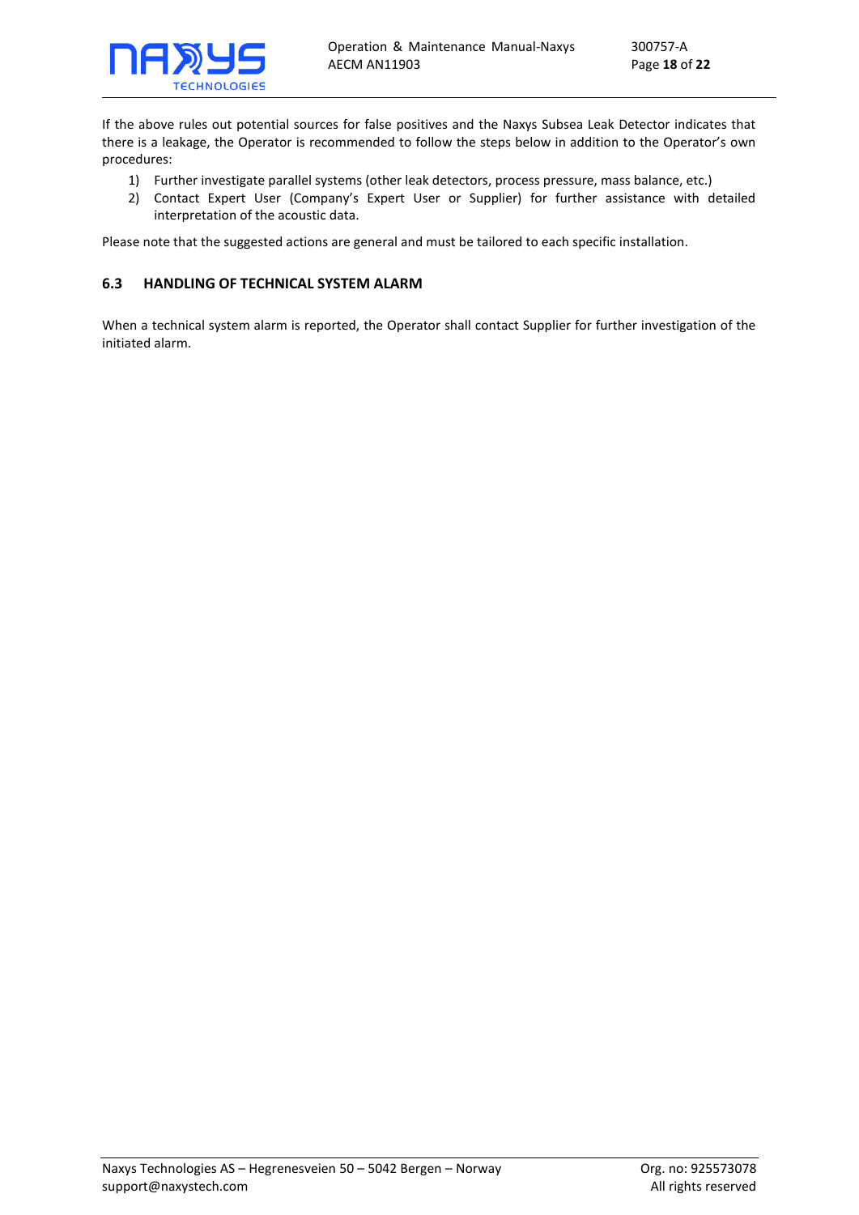If the above rules out potential sources for false positives and the Naxys Subsea Leak Detector indicates that there is a leakage, the Operator is recommended to follow the steps below in addition to the Operator's own procedures:

1) Further investigate parallel systems (other leak detectors, process pressure, mass balance, etc.)
2) Contact Expert User (Company's Expert User or Supplier) for further assistance with detailed interpretation of the acoustic data.

Please note that the suggested actions are general and must be tailored to each specific installation.

## 6.3 HANDLING OF TECHNICAL SYSTEM ALARM

When a technical system alarm is reported, the Operator shall contact Supplier for further investigation of the initiated alarm.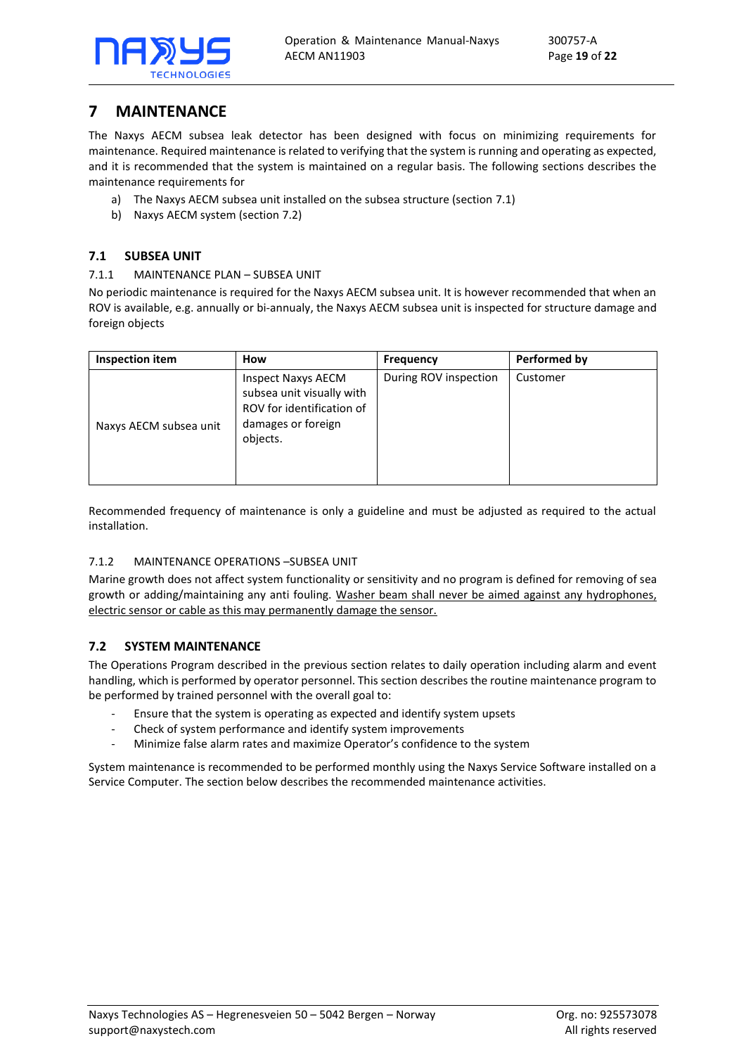# 7 MAINTENANCE

The Naxys AECM subsea leak detector has been designed with focus on minimizing requirements for maintenance. Required maintenance is related to verifying that the system is running and operating as expected, and it is recommended that the system is maintained on a regular basis. The following sections describes the maintenance requirements for

a) The Naxys AECM subsea unit installed on the subsea structure (section 7.1)
b) Naxys AECM system (section 7.2)

## 7.1 SUBSEA UNIT

### 7.1.1 MAINTENANCE PLAN – SUBSEA UNIT

No periodic maintenance is required for the Naxys AECM subsea unit. It is however recommended that when an ROV is available, e.g. annually or bi-annualy, the Naxys AECM subsea unit is inspected for structure damage and foreign objects

| Inspection item | How | Frequency | Performed by |
|---|---|---|---|
| Naxys AECM subsea unit | Inspect Naxys AECM subsea unit visually with ROV for identification of damages or foreign objects. | During ROV inspection | Customer |

Recommended frequency of maintenance is only a guideline and must be adjusted as required to the actual installation.

### 7.1.2 MAINTENANCE OPERATIONS –SUBSEA UNIT

Marine growth does not affect system functionality or sensitivity and no program is defined for removing of sea growth or adding/maintaining any anti fouling. <u>Washer beam shall never be aimed against any hydrophones, electric sensor or cable as this may permanently damage the sensor.</u>

## 7.2 SYSTEM MAINTENANCE

The Operations Program described in the previous section relates to daily operation including alarm and event handling, which is performed by operator personnel. This section describes the routine maintenance program to be performed by trained personnel with the overall goal to:

- Ensure that the system is operating as expected and identify system upsets
- Check of system performance and identify system improvements
- Minimize false alarm rates and maximize Operator's confidence to the system

System maintenance is recommended to be performed monthly using the Naxys Service Software installed on a Service Computer. The section below describes the recommended maintenance activities.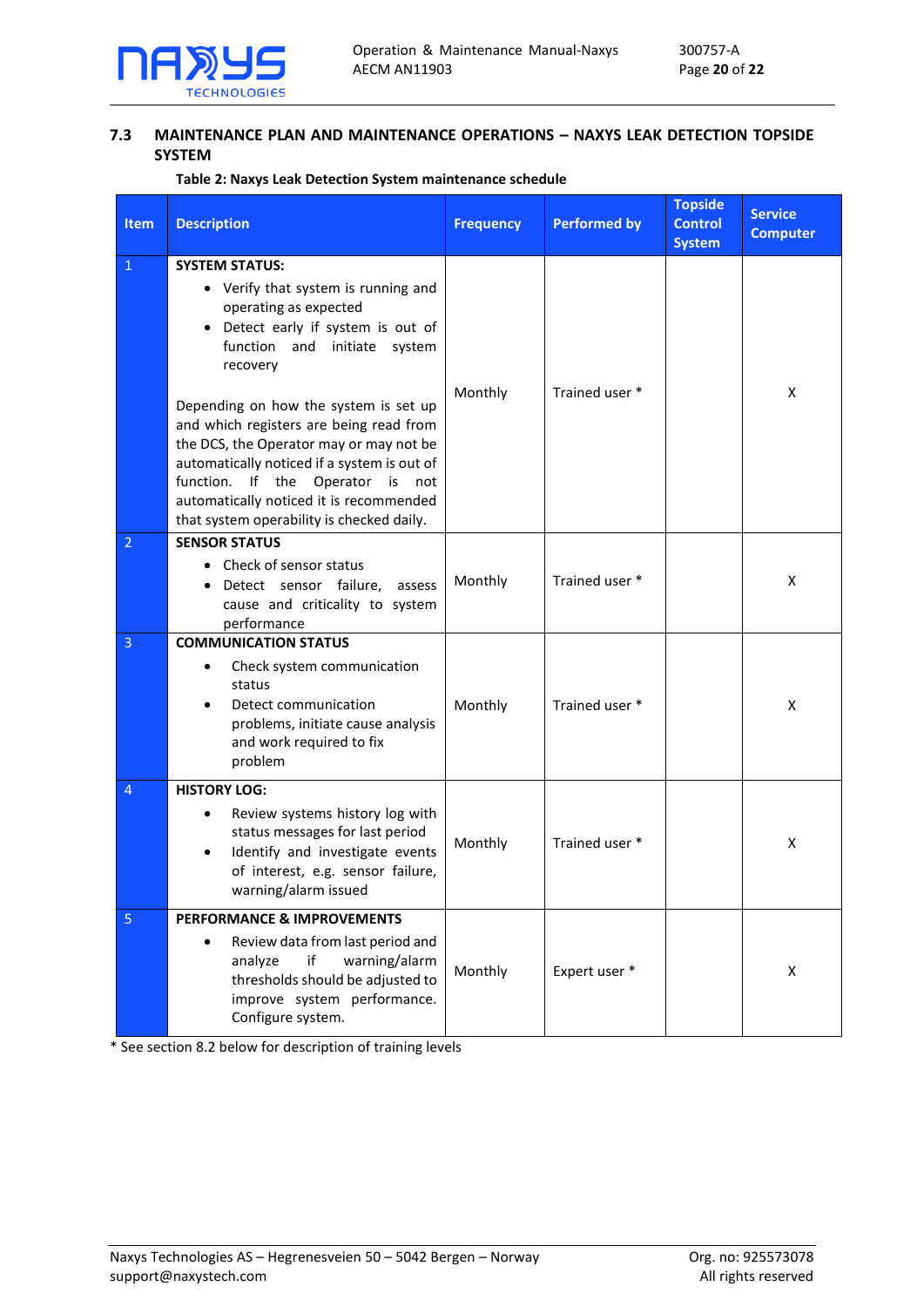## 7.3 MAINTENANCE PLAN AND MAINTENANCE OPERATIONS – NAXYS LEAK DETECTION TOPSIDE SYSTEM

**Table 2: Naxys Leak Detection System maintenance schedule**

| Item | Description | Frequency | Performed by | Topside Control System | Service Computer |
|---|---|---|---|---|---|
| 1 | **SYSTEM STATUS:**<br>• Verify that system is running and operating as expected<br>• Detect early if system is out of function and initiate system recovery<br><br>Depending on how the system is set up and which registers are being read from the DCS, the Operator may or may not be automatically noticed if a system is out of function. If the Operator is not automatically noticed it is recommended that system operability is checked daily. | Monthly | Trained user * | | X |
| 2 | **SENSOR STATUS**<br>• Check of sensor status<br>• Detect sensor failure, assess cause and criticality to system performance | Monthly | Trained user * | | X |
| 3 | **COMMUNICATION STATUS**<br>• Check system communication status<br>• Detect communication problems, initiate cause analysis and work required to fix problem | Monthly | Trained user * | | X |
| 4 | **HISTORY LOG:**<br>• Review systems history log with status messages for last period<br>• Identify and investigate events of interest, e.g. sensor failure, warning/alarm issued | Monthly | Trained user * | | X |
| 5 | **PERFORMANCE & IMPROVEMENTS**<br>• Review data from last period and analyze if warning/alarm thresholds should be adjusted to improve system performance. Configure system. | Monthly | Expert user * | | X |

* See section 8.2 below for description of training levels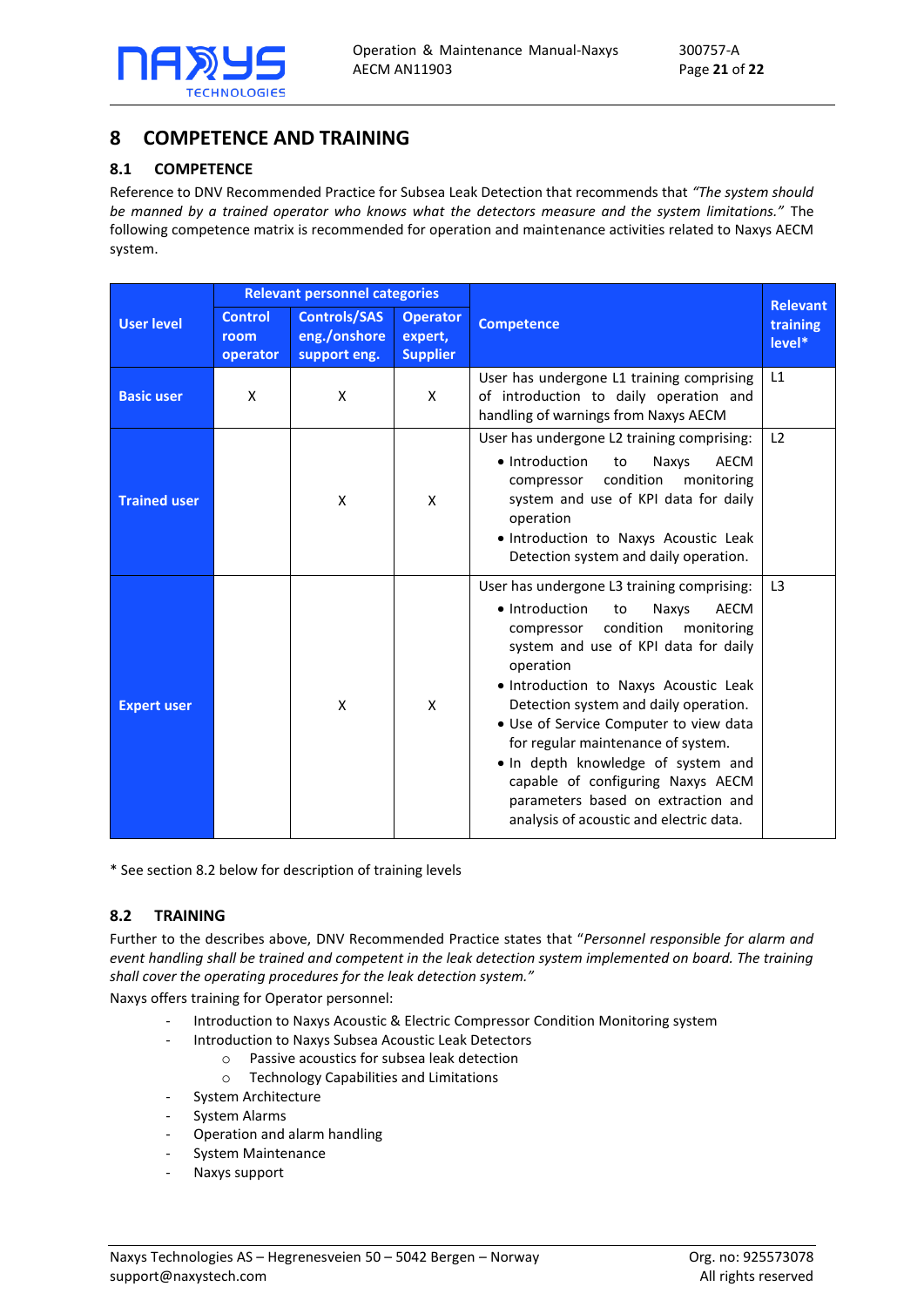# 8 COMPETENCE AND TRAINING

## 8.1 COMPETENCE

Reference to DNV Recommended Practice for Subsea Leak Detection that recommends that *"The system should be manned by a trained operator who knows what the detectors measure and the system limitations."* The following competence matrix is recommended for operation and maintenance activities related to Naxys AECM system.

| User level | Relevant personnel categories | | | Competence | Relevant training level* |
|---|---|---|---|---|---|
| | Control room operator | Controls/SAS eng./onshore support eng. | Operator expert, Supplier | | |
| **Basic user** | X | X | X | User has undergone L1 training comprising of introduction to daily operation and handling of warnings from Naxys AECM | L1 |
| **Trained user** | | X | X | User has undergone L2 training comprising:<br>• Introduction to Naxys AECM compressor condition monitoring system and use of KPI data for daily operation<br>• Introduction to Naxys Acoustic Leak Detection system and daily operation. | L2 |
| **Expert user** | | X | X | User has undergone L3 training comprising:<br>• Introduction to Naxys AECM compressor condition monitoring system and use of KPI data for daily operation<br>• Introduction to Naxys Acoustic Leak Detection system and daily operation.<br>• Use of Service Computer to view data for regular maintenance of system.<br>• In depth knowledge of system and capable of configuring Naxys AECM parameters based on extraction and analysis of acoustic and electric data. | L3 |

* See section 8.2 below for description of training levels

## 8.2 TRAINING

Further to the describes above, DNV Recommended Practice states that "*Personnel responsible for alarm and event handling shall be trained and competent in the leak detection system implemented on board. The training shall cover the operating procedures for the leak detection system.*"

Naxys offers training for Operator personnel:

- Introduction to Naxys Acoustic & Electric Compressor Condition Monitoring system
- Introduction to Naxys Subsea Acoustic Leak Detectors
  - Passive acoustics for subsea leak detection
  - Technology Capabilities and Limitations
- System Architecture
- System Alarms
- Operation and alarm handling
- System Maintenance
- Naxys support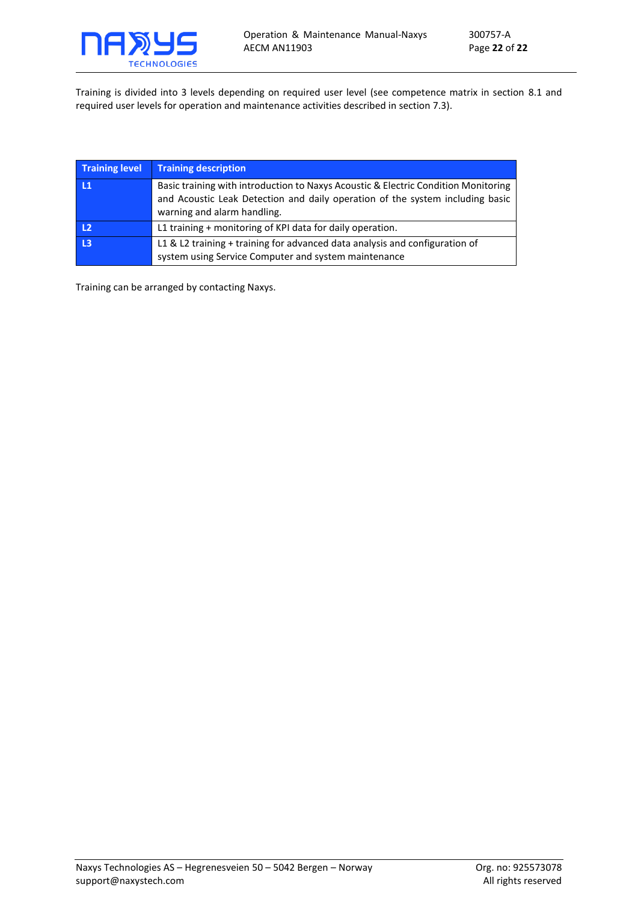Training is divided into 3 levels depending on required user level (see competence matrix in section 8.1 and required user levels for operation and maintenance activities described in section 7.3).

| Training level | Training description |
|---|---|
| **L1** | Basic training with introduction to Naxys Acoustic & Electric Condition Monitoring and Acoustic Leak Detection and daily operation of the system including basic warning and alarm handling. |
| **L2** | L1 training + monitoring of KPI data for daily operation. |
| **L3** | L1 & L2 training + training for advanced data analysis and configuration of system using Service Computer and system maintenance |

Training can be arranged by contacting Naxys.